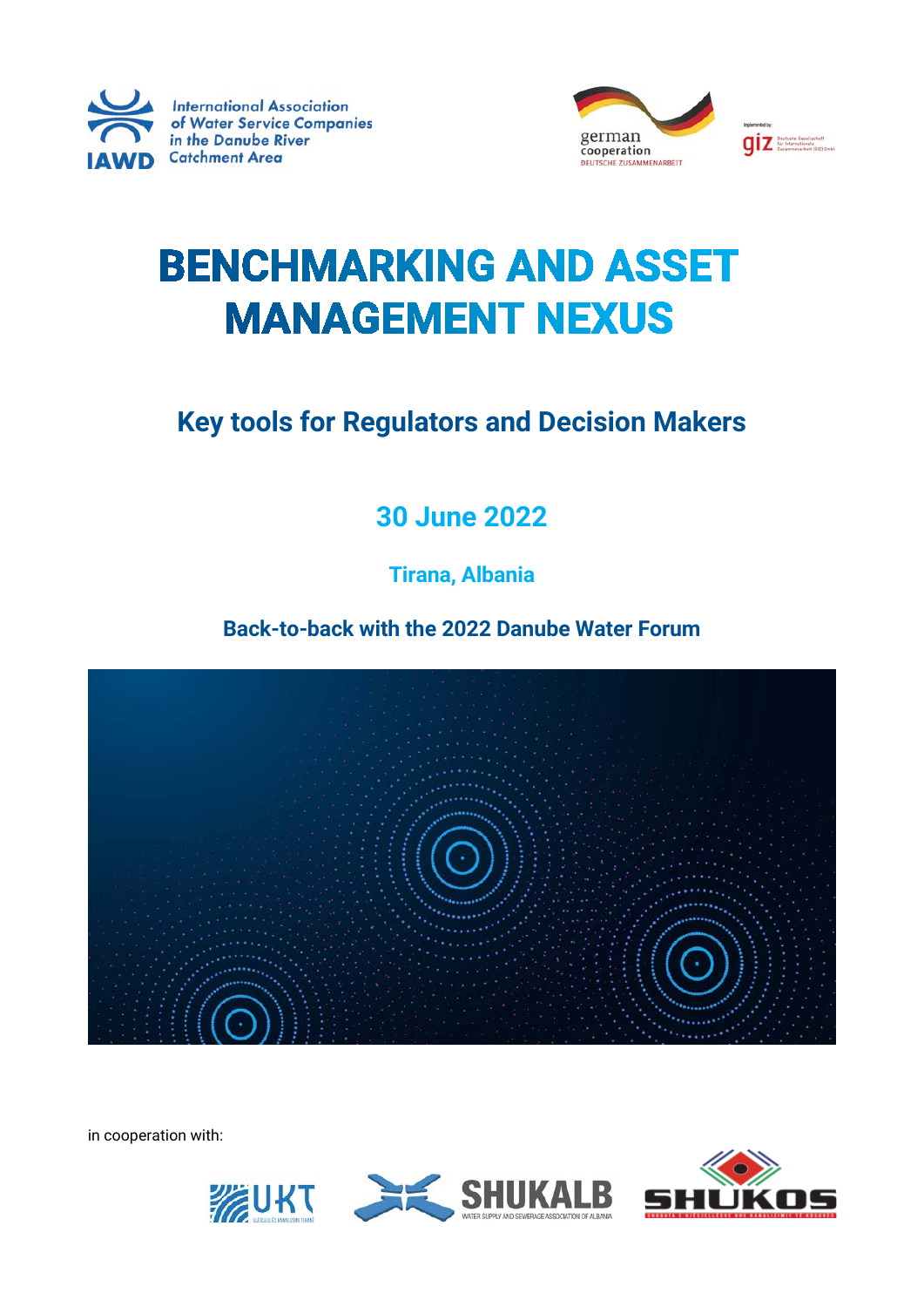International Association of Water Service Companies in the Danube River Catchment Area

# BENCHMARKING AND ASSET MANAGEMENT NEXUS

## Key tools for Regulators and Decision Makers

### 30 June 2022

**Tirana, Albania**

**Back-to-back with the 2022 Danube Water Forum**

in cooperation with: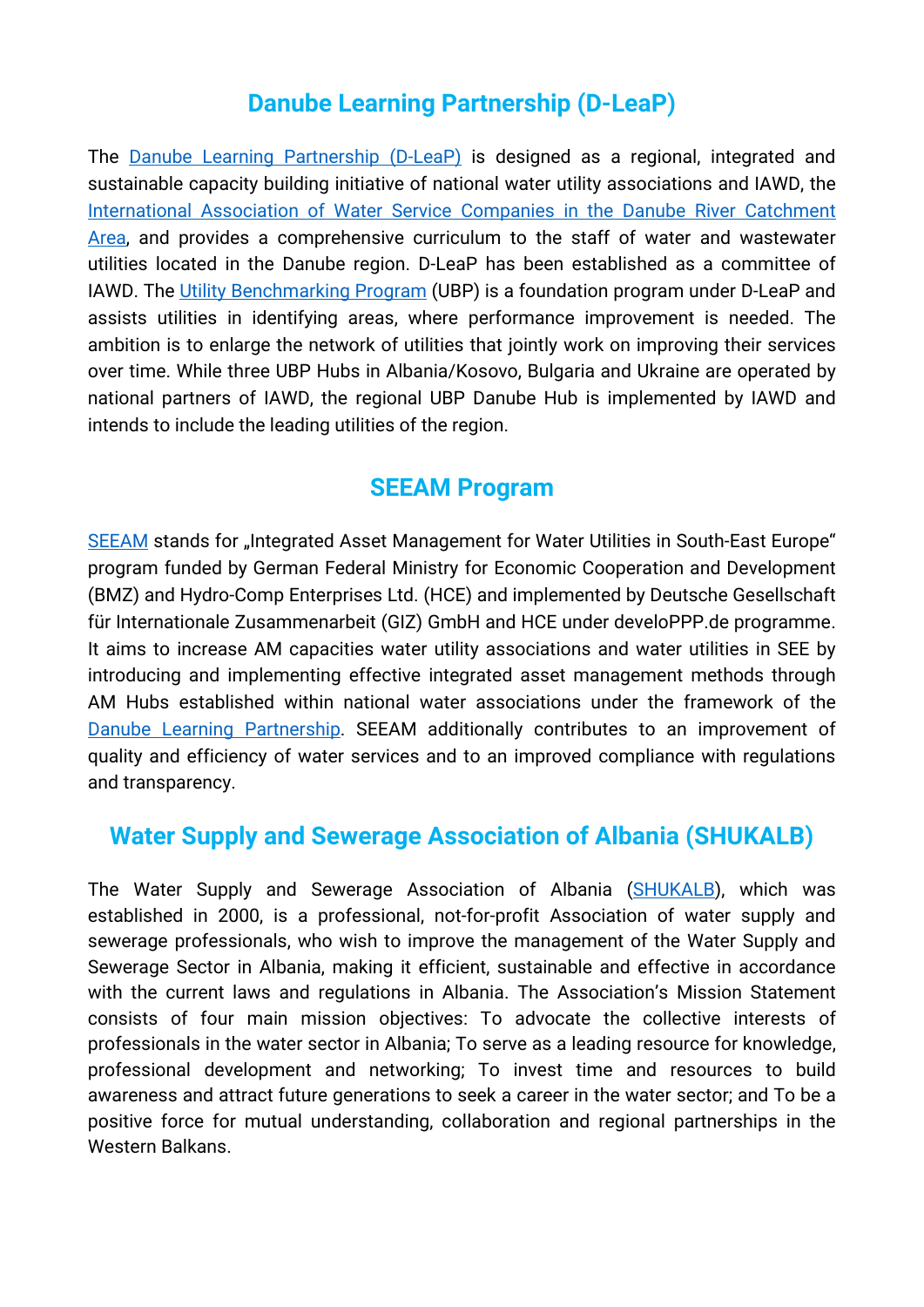## Danube Learning Partnership (D-LeaP)

The Danube Learning Partnership (D-LeaP) is designed as a regional, integrated and sustainable capacity building initiative of national water utility associations and IAWD, the International Association of Water Service Companies in the Danube River Catchment Area, and provides a comprehensive curriculum to the staff of water and wastewater utilities located in the Danube region. D-LeaP has been established as a committee of IAWD. The Utility Benchmarking Program (UBP) is a foundation program under D-LeaP and assists utilities in identifying areas, where performance improvement is needed. The ambition is to enlarge the network of utilities that jointly work on improving their services over time. While three UBP Hubs in Albania/Kosovo, Bulgaria and Ukraine are operated by national partners of IAWD, the regional UBP Danube Hub is implemented by IAWD and intends to include the leading utilities of the region.

## SEEAM Program

SEEAM stands for „Integrated Asset Management for Water Utilities in South-East Europe“ program funded by German Federal Ministry for Economic Cooperation and Development (BMZ) and Hydro-Comp Enterprises Ltd. (HCE) and implemented by Deutsche Gesellschaft für Internationale Zusammenarbeit (GIZ) GmbH and HCE under develoPPP.de programme. It aims to increase AM capacities water utility associations and water utilities in SEE by introducing and implementing effective integrated asset management methods through AM Hubs established within national water associations under the framework of the Danube Learning Partnership. SEEAM additionally contributes to an improvement of quality and efficiency of water services and to an improved compliance with regulations and transparency.

## Water Supply and Sewerage Association of Albania (SHUKALB)

The Water Supply and Sewerage Association of Albania (SHUKALB), which was established in 2000, is a professional, not-for-profit Association of water supply and sewerage professionals, who wish to improve the management of the Water Supply and Sewerage Sector in Albania, making it efficient, sustainable and effective in accordance with the current laws and regulations in Albania. The Association's Mission Statement consists of four main mission objectives: To advocate the collective interests of professionals in the water sector in Albania; To serve as a leading resource for knowledge, professional development and networking; To invest time and resources to build awareness and attract future generations to seek a career in the water sector; and To be a positive force for mutual understanding, collaboration and regional partnerships in the Western Balkans.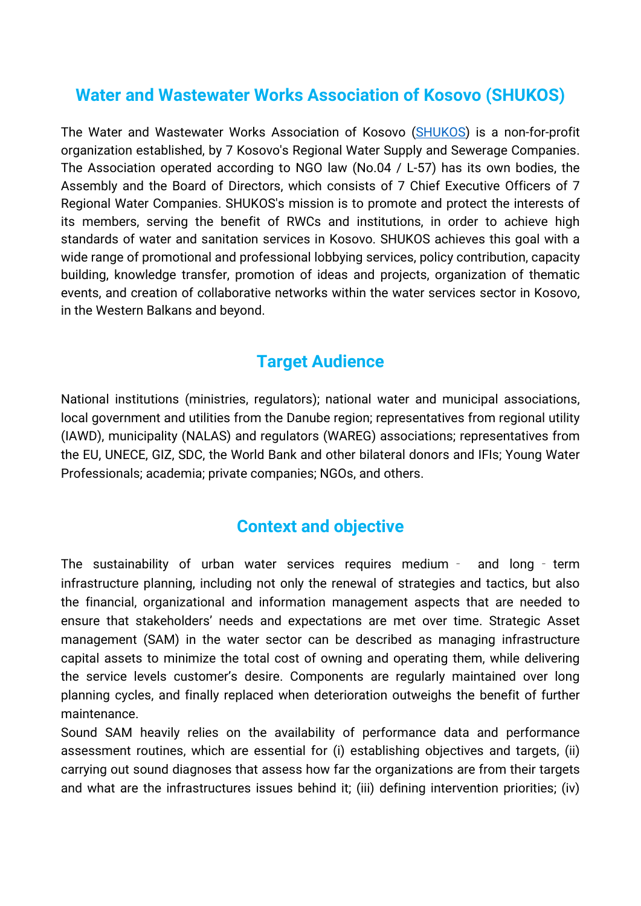## Water and Wastewater Works Association of Kosovo (SHUKOS)

The Water and Wastewater Works Association of Kosovo (SHUKOS) is a non-for-profit organization established, by 7 Kosovo's Regional Water Supply and Sewerage Companies. The Association operated according to NGO law (No.04 / L-57) has its own bodies, the Assembly and the Board of Directors, which consists of 7 Chief Executive Officers of 7 Regional Water Companies. SHUKOS's mission is to promote and protect the interests of its members, serving the benefit of RWCs and institutions, in order to achieve high standards of water and sanitation services in Kosovo. SHUKOS achieves this goal with a wide range of promotional and professional lobbying services, policy contribution, capacity building, knowledge transfer, promotion of ideas and projects, organization of thematic events, and creation of collaborative networks within the water services sector in Kosovo, in the Western Balkans and beyond.

## Target Audience

National institutions (ministries, regulators); national water and municipal associations, local government and utilities from the Danube region; representatives from regional utility (IAWD), municipality (NALAS) and regulators (WAREG) associations; representatives from the EU, UNECE, GIZ, SDC, the World Bank and other bilateral donors and IFIs; Young Water Professionals; academia; private companies; NGOs, and others.

## Context and objective

The sustainability of urban water services requires medium‐ and long‐term infrastructure planning, including not only the renewal of strategies and tactics, but also the financial, organizational and information management aspects that are needed to ensure that stakeholders' needs and expectations are met over time. Strategic Asset management (SAM) in the water sector can be described as managing infrastructure capital assets to minimize the total cost of owning and operating them, while delivering the service levels customer's desire. Components are regularly maintained over long planning cycles, and finally replaced when deterioration outweighs the benefit of further maintenance.

Sound SAM heavily relies on the availability of performance data and performance assessment routines, which are essential for (i) establishing objectives and targets, (ii) carrying out sound diagnoses that assess how far the organizations are from their targets and what are the infrastructures issues behind it; (iii) defining intervention priorities; (iv)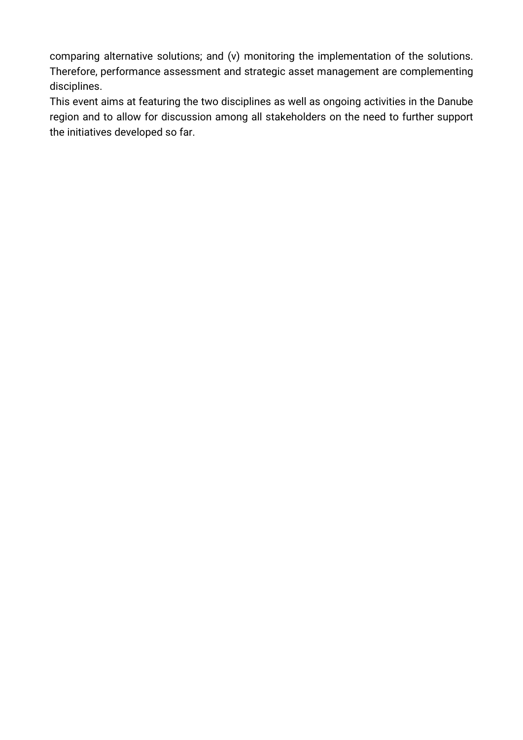comparing alternative solutions; and (v) monitoring the implementation of the solutions. Therefore, performance assessment and strategic asset management are complementing disciplines.

This event aims at featuring the two disciplines as well as ongoing activities in the Danube region and to allow for discussion among all stakeholders on the need to further support the initiatives developed so far.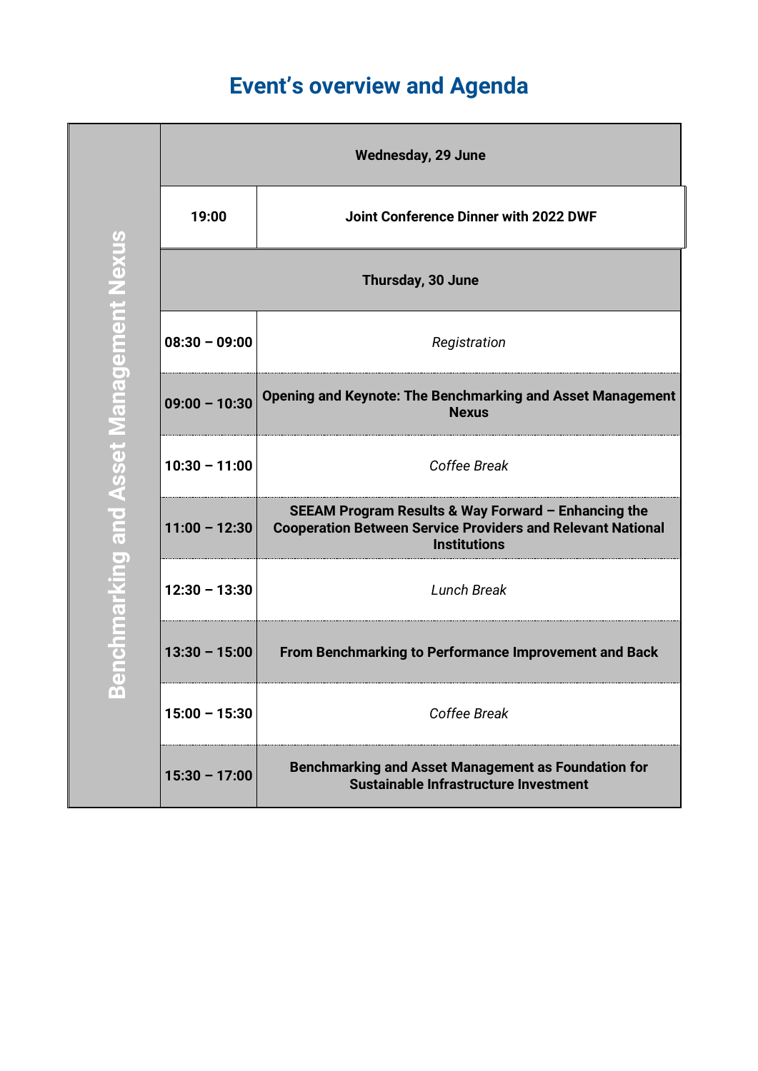# Event's overview and Agenda

| | | |
|---|---|---|
| **Benchmarking and Asset Management Nexus** | **Wednesday, 29 June** | |
| | **19:00** | **Joint Conference Dinner with 2022 DWF** |
| | **Thursday, 30 June** | |
| | **08:30 – 09:00** | *Registration* |
| | **09:00 – 10:30** | **Opening and Keynote: The Benchmarking and Asset Management Nexus** |
| | **10:30 – 11:00** | *Coffee Break* |
| | **11:00 – 12:30** | **SEEAM Program Results & Way Forward – Enhancing the Cooperation Between Service Providers and Relevant National Institutions** |
| | **12:30 – 13:30** | *Lunch Break* |
| | **13:30 – 15:00** | **From Benchmarking to Performance Improvement and Back** |
| | **15:00 – 15:30** | *Coffee Break* |
| | **15:30 – 17:00** | **Benchmarking and Asset Management as Foundation for Sustainable Infrastructure Investment** |